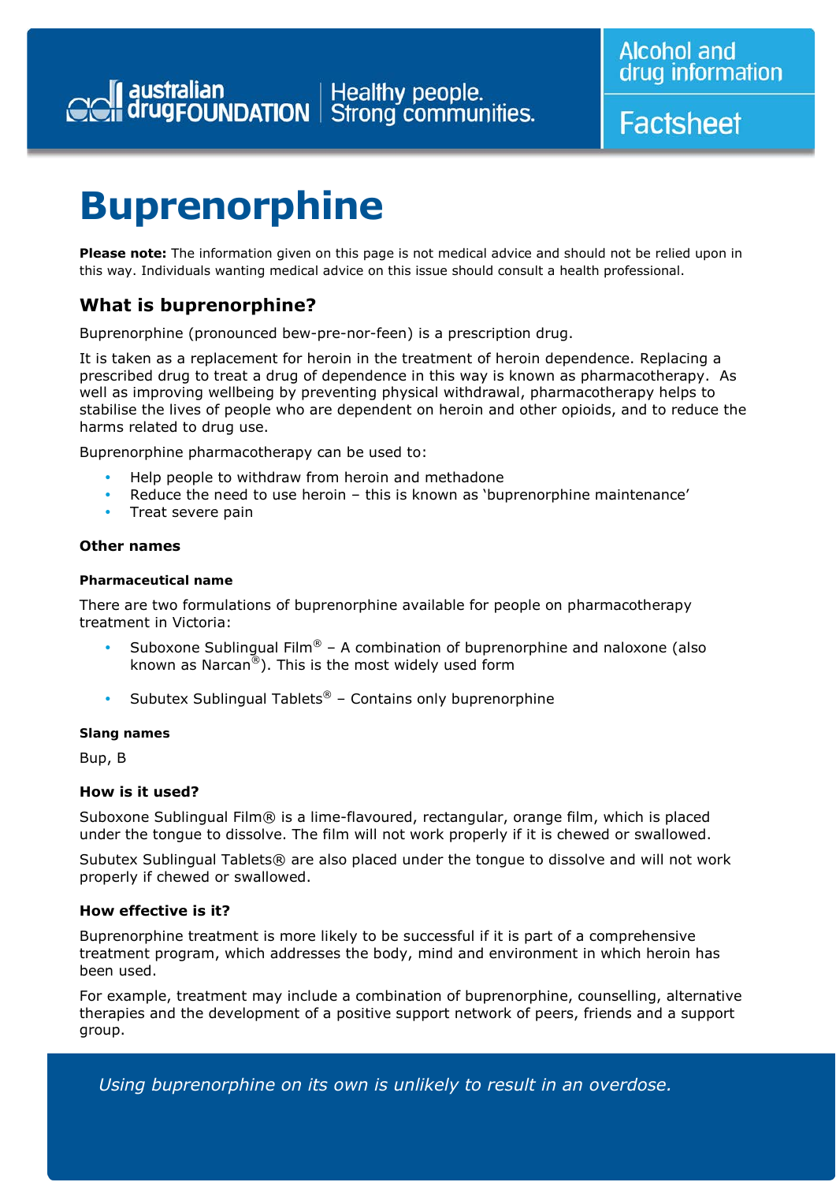australian drugFOUNDATION | Healthy people. Strong communities.

Alcohol and drug information

Factsheet

# Buprenorphine

**Please note:** The information given on this page is not medical advice and should not be relied upon in this way. Individuals wanting medical advice on this issue should consult a health professional.

## What is buprenorphine?

Buprenorphine (pronounced bew-pre-nor-feen) is a prescription drug.

It is taken as a replacement for heroin in the treatment of heroin dependence. Replacing a prescribed drug to treat a drug of dependence in this way is known as pharmacotherapy. As well as improving wellbeing by preventing physical withdrawal, pharmacotherapy helps to stabilise the lives of people who are dependent on heroin and other opioids, and to reduce the harms related to drug use.

Buprenorphine pharmacotherapy can be used to:

- Help people to withdraw from heroin and methadone
- Reduce the need to use heroin – this is known as 'buprenorphine maintenance'
- Treat severe pain

### Other names

#### Pharmaceutical name

There are two formulations of buprenorphine available for people on pharmacotherapy treatment in Victoria:

- Suboxone Sublingual Film® – A combination of buprenorphine and naloxone (also known as Narcan®). This is the most widely used form
- Subutex Sublingual Tablets® – Contains only buprenorphine

#### Slang names

Bup, B

### How is it used?

Suboxone Sublingual Film® is a lime-flavoured, rectangular, orange film, which is placed under the tongue to dissolve. The film will not work properly if it is chewed or swallowed.

Subutex Sublingual Tablets® are also placed under the tongue to dissolve and will not work properly if chewed or swallowed.

### How effective is it?

Buprenorphine treatment is more likely to be successful if it is part of a comprehensive treatment program, which addresses the body, mind and environment in which heroin has been used.

For example, treatment may include a combination of buprenorphine, counselling, alternative therapies and the development of a positive support network of peers, friends and a support group.

*Using buprenorphine on its own is unlikely to result in an overdose.*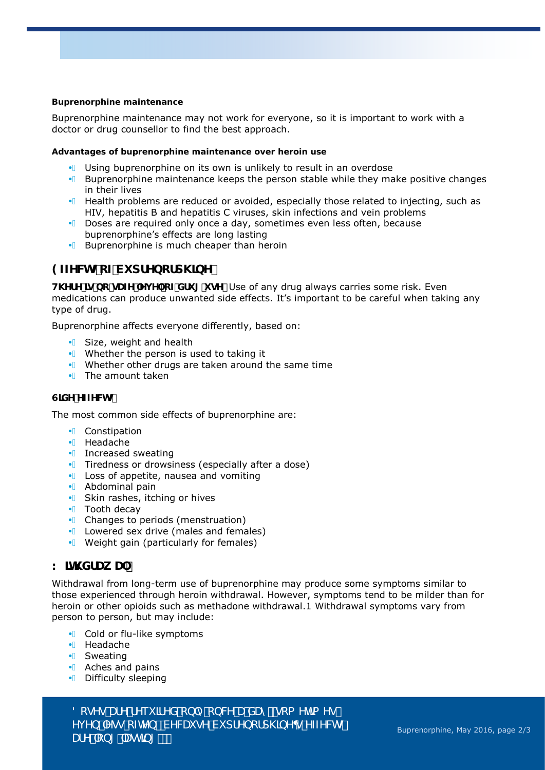**Buprenorphine maintenance**

Buprenorphine maintenance may not work for everyone, so it is important to work with a doctor or drug counsellor to find the best approach.

**Advantages of buprenorphine maintenance over heroin use**

- Using buprenorphine on its own is unlikely to result in an overdose
- Buprenorphine maintenance keeps the person stable while they make positive changes in their lives
- Health problems are reduced or avoided, especially those related to injecting, such as HIV, hepatitis B and hepatitis C viruses, skin infections and vein problems
- Doses are required only once a day, sometimes even less often, because buprenorphine's effects are long lasting
- Buprenorphine is much cheaper than heroin

## Effects of buprenorphine

**There is no safe level of drug use.** Use of any drug always carries some risk. Even medications can produce unwanted side effects. It's important to be careful when taking any type of drug.

Buprenorphine affects everyone differently, based on:

- Size, weight and health
- Whether the person is used to taking it
- Whether other drugs are taken around the same time
- The amount taken

### Side effects

The most common side effects of buprenorphine are:

- Constipation
- Headache
- Increased sweating
- Tiredness or drowsiness (especially after a dose)
- Loss of appetite, nausea and vomiting
- Abdominal pain
- Skin rashes, itching or hives
- Tooth decay
- Changes to periods (menstruation)
- Lowered sex drive (males and females)
- Weight gain (particularly for females)

## Withdrawal

Withdrawal from long-term use of buprenorphine may produce some symptoms similar to those experienced through heroin withdrawal. However, symptoms tend to be milder than for heroin or other opioids such as methadone withdrawal.1 Withdrawal symptoms vary from person to person, but may include:

- Cold or flu-like symptoms
- Headache
- Sweating
- Aches and pains
- Difficulty sleeping

> Doses are required only once a day, sometimes even less often, because buprenorphine's effects are long lasting.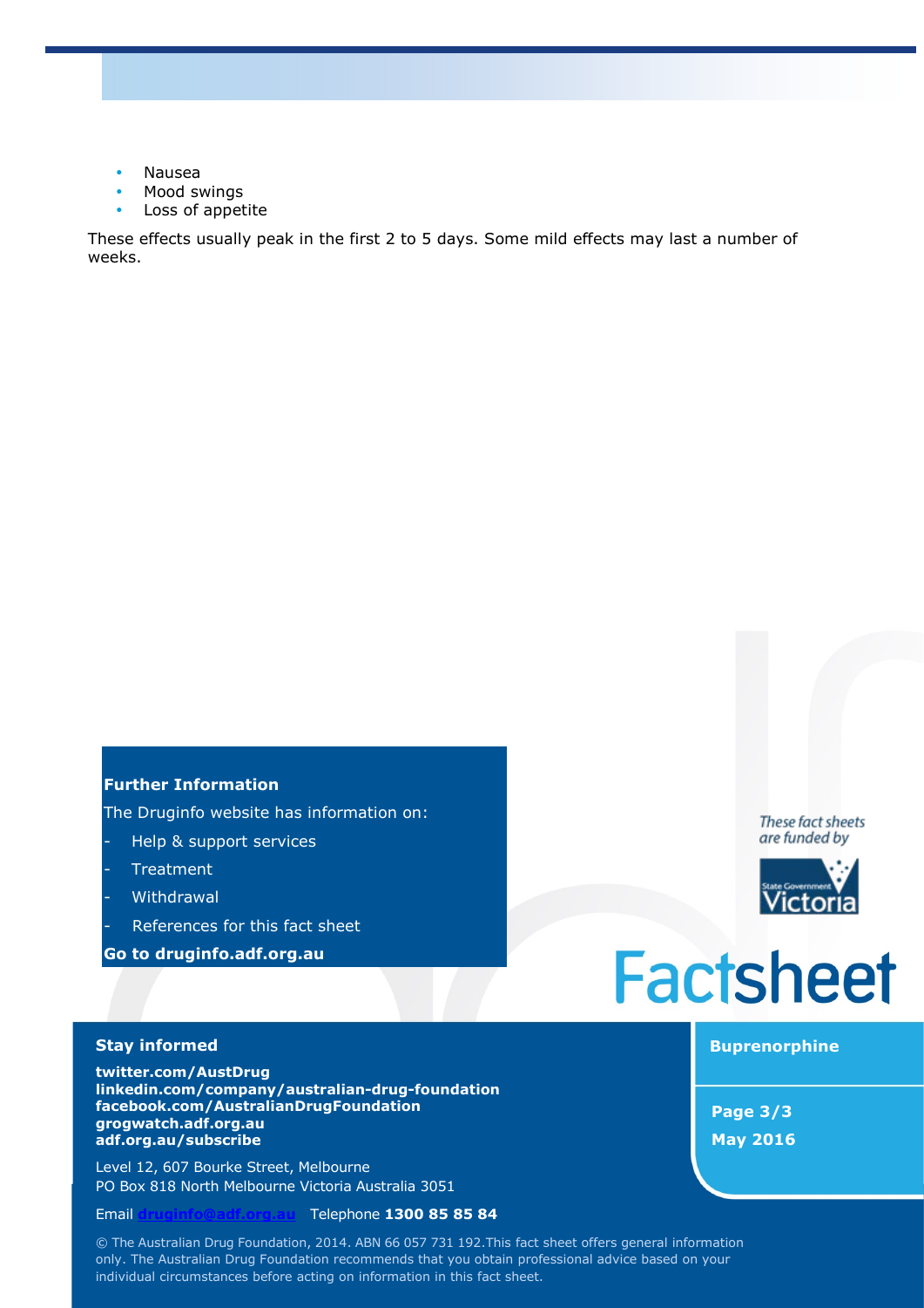- Nausea
- Mood swings
- Loss of appetite

These effects usually peak in the first 2 to 5 days. Some mild effects may last a number of weeks.

**Further Information**

The Druginfo website has information on:

- Help & support services
- Treatment
- Withdrawal
- References for this fact sheet

**Go to druginfo.adf.org.au**

*These fact sheets are funded by*

State Government Victoria

Factsheet

**Stay informed**

**twitter.com/AustDrug**
**linkedin.com/company/australian-drug-foundation**
**facebook.com/AustralianDrugFoundation**
**grogwatch.adf.org.au**
**adf.org.au/subscribe**

Level 12, 607 Bourke Street, Melbourne
PO Box 818 North Melbourne Victoria Australia 3051

Email druginfo@adf.org.au Telephone **1300 85 85 84**

© The Australian Drug Foundation, 2014. ABN 66 057 731 192.This fact sheet offers general information only. The Australian Drug Foundation recommends that you obtain professional advice based on your individual circumstances before acting on information in this fact sheet.

**Buprenorphine**

**May 2016**